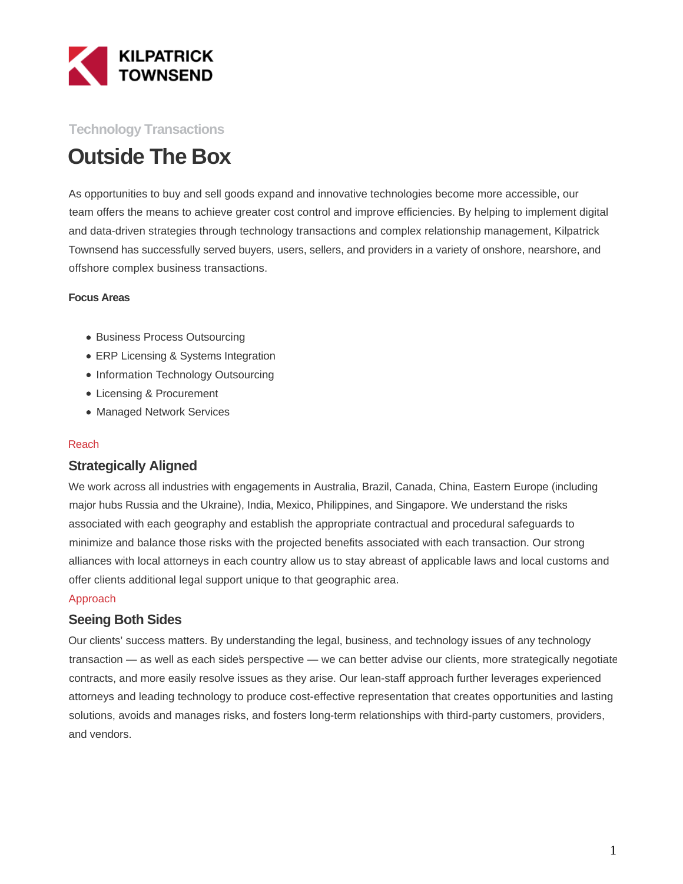KILPATRICK TOWNSEND

Technology Transactions

# Outside The Box

As opportunities to buy and sell goods expand and innovative technologies become more accessible, our team offers the means to achieve greater cost control and improve efficiencies. By helping to implement digital and data-driven strategies through technology transactions and complex relationship management, Kilpatrick Townsend has successfully served buyers, users, sellers, and providers in a variety of onshore, nearshore, and offshore complex business transactions.

**Focus Areas**

- Business Process Outsourcing
- ERP Licensing & Systems Integration
- Information Technology Outsourcing
- Licensing & Procurement
- Managed Network Services

Reach

## Strategically Aligned

We work across all industries with engagements in Australia, Brazil, Canada, China, Eastern Europe (including major hubs Russia and the Ukraine), India, Mexico, Philippines, and Singapore. We understand the risks associated with each geography and establish the appropriate contractual and procedural safeguards to minimize and balance those risks with the projected benefits associated with each transaction. Our strong alliances with local attorneys in each country allow us to stay abreast of applicable laws and local customs and offer clients additional legal support unique to that geographic area.

Approach

## Seeing Both Sides

Our clients' success matters. By understanding the legal, business, and technology issues of any technology transaction — as well as each side's perspective — we can better advise our clients, more strategically negotiate contracts, and more easily resolve issues as they arise. Our lean-staff approach further leverages experienced attorneys and leading technology to produce cost-effective representation that creates opportunities and lasting solutions, avoids and manages risks, and fosters long-term relationships with third-party customers, providers, and vendors.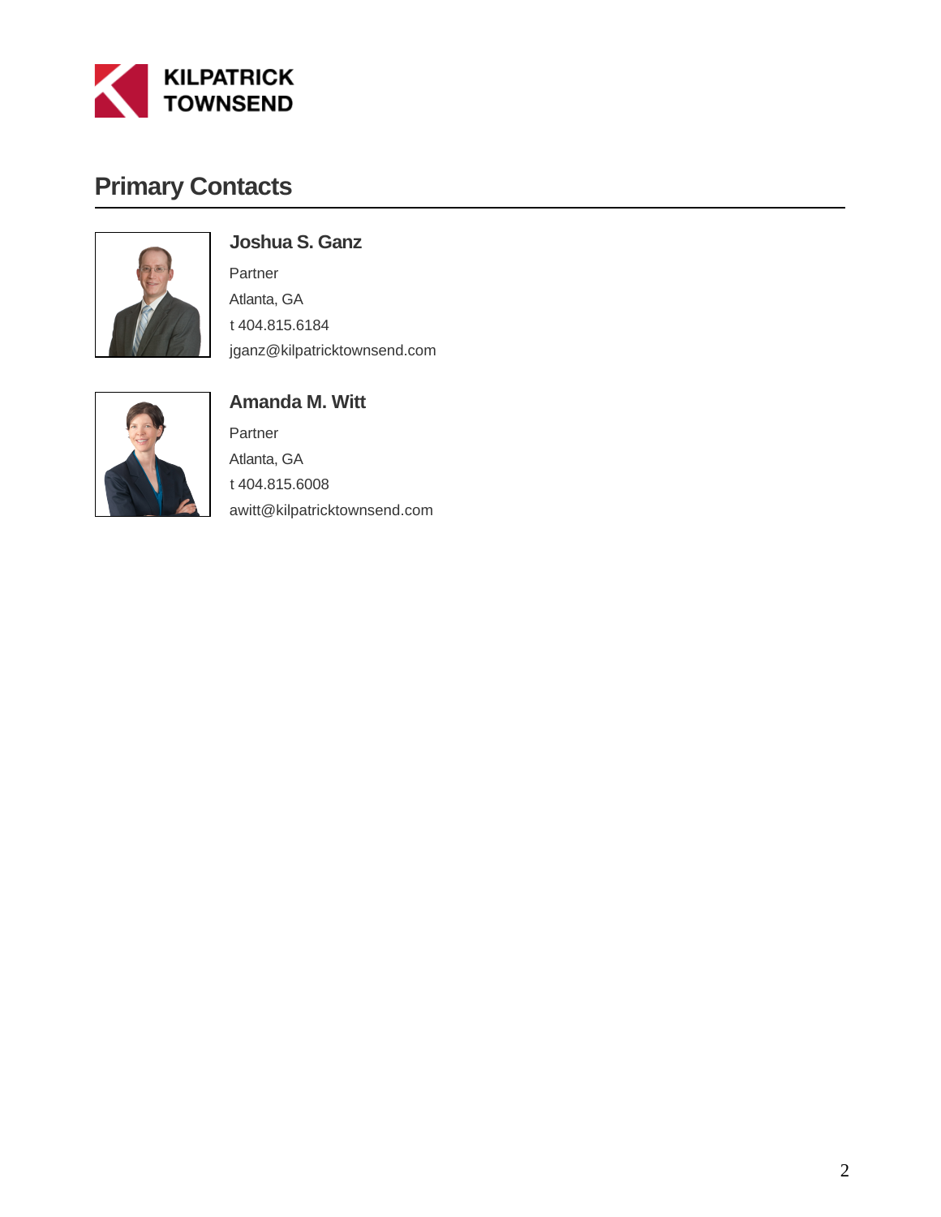## Primary Contacts

### Joshua S. Ganz

Partner

Atlanta, GA

t 404.815.6184

jganz@kilpatricktownsend.com

### Amanda M. Witt

Partner

Atlanta, GA

t 404.815.6008

awitt@kilpatricktownsend.com